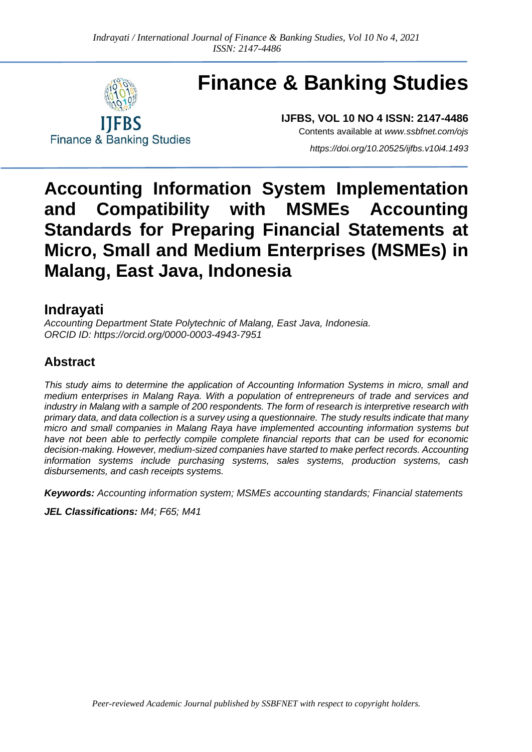# Finance & Banking Studies

**IJFBS, VOL 10 NO 4 ISSN: 2147-4486**

Contents available at *www.ssbfnet.com/ojs*

*https://doi.org/10.20525/ijfbs.v10i4.1493*

# Accounting Information System Implementation and Compatibility with MSMEs Accounting Standards for Preparing Financial Statements at Micro, Small and Medium Enterprises (MSMEs) in Malang, East Java, Indonesia

## Indrayati

*Accounting Department State Polytechnic of Malang, East Java, Indonesia.*
*ORCID ID: https://orcid.org/0000-0003-4943-7951*

## Abstract

*This study aims to determine the application of Accounting Information Systems in micro, small and medium enterprises in Malang Raya. With a population of entrepreneurs of trade and services and industry in Malang with a sample of 200 respondents. The form of research is interpretive research with primary data, and data collection is a survey using a questionnaire. The study results indicate that many micro and small companies in Malang Raya have implemented accounting information systems but have not been able to perfectly compile complete financial reports that can be used for economic decision-making. However, medium-sized companies have started to make perfect records. Accounting information systems include purchasing systems, sales systems, production systems, cash disbursements, and cash receipts systems.*

***Keywords:*** *Accounting information system; MSMEs accounting standards; Financial statements*

***JEL Classifications:*** *M4; F65; M41*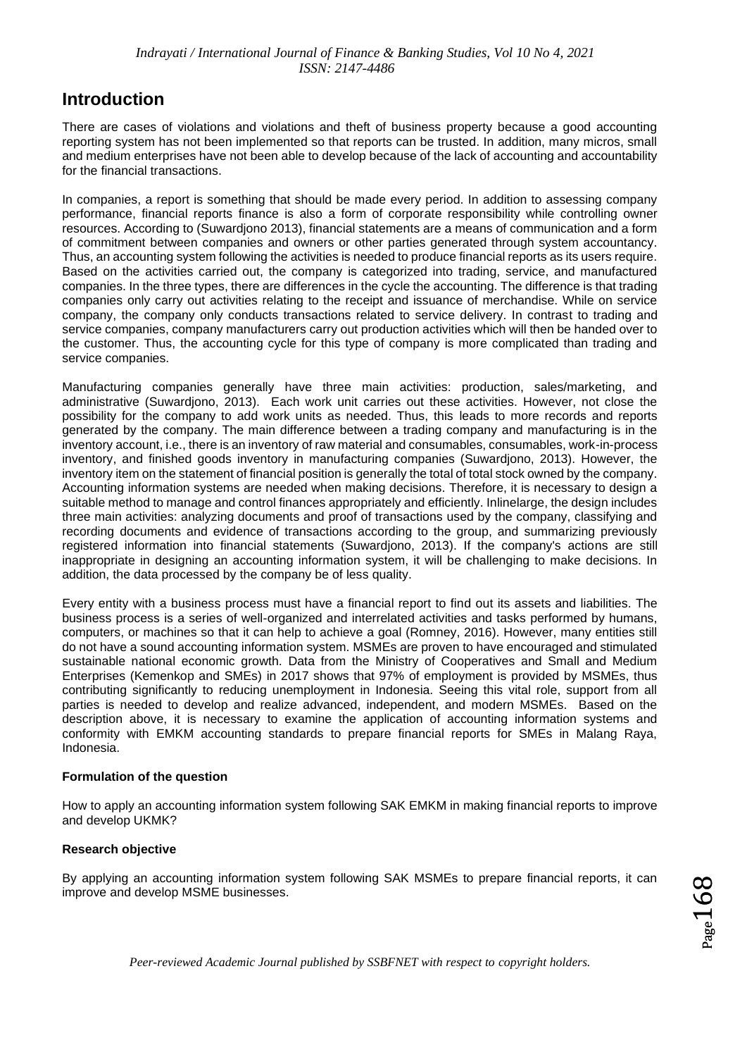## Introduction

There are cases of violations and violations and theft of business property because a good accounting reporting system has not been implemented so that reports can be trusted. In addition, many micros, small and medium enterprises have not been able to develop because of the lack of accounting and accountability for the financial transactions.

In companies, a report is something that should be made every period. In addition to assessing company performance, financial reports finance is also a form of corporate responsibility while controlling owner resources. According to (Suwardjono 2013), financial statements are a means of communication and a form of commitment between companies and owners or other parties generated through system accountancy. Thus, an accounting system following the activities is needed to produce financial reports as its users require. Based on the activities carried out, the company is categorized into trading, service, and manufactured companies. In the three types, there are differences in the cycle the accounting. The difference is that trading companies only carry out activities relating to the receipt and issuance of merchandise. While on service company, the company only conducts transactions related to service delivery. In contrast to trading and service companies, company manufacturers carry out production activities which will then be handed over to the customer. Thus, the accounting cycle for this type of company is more complicated than trading and service companies.

Manufacturing companies generally have three main activities: production, sales/marketing, and administrative (Suwardjono, 2013). Each work unit carries out these activities. However, not close the possibility for the company to add work units as needed. Thus, this leads to more records and reports generated by the company. The main difference between a trading company and manufacturing is in the inventory account, i.e., there is an inventory of raw material and consumables, consumables, work-in-process inventory, and finished goods inventory in manufacturing companies (Suwardjono, 2013). However, the inventory item on the statement of financial position is generally the total of total stock owned by the company. Accounting information systems are needed when making decisions. Therefore, it is necessary to design a suitable method to manage and control finances appropriately and efficiently. Inlinelarge, the design includes three main activities: analyzing documents and proof of transactions used by the company, classifying and recording documents and evidence of transactions according to the group, and summarizing previously registered information into financial statements (Suwardjono, 2013). If the company's actions are still inappropriate in designing an accounting information system, it will be challenging to make decisions. In addition, the data processed by the company be of less quality.

Every entity with a business process must have a financial report to find out its assets and liabilities. The business process is a series of well-organized and interrelated activities and tasks performed by humans, computers, or machines so that it can help to achieve a goal (Romney, 2016). However, many entities still do not have a sound accounting information system. MSMEs are proven to have encouraged and stimulated sustainable national economic growth. Data from the Ministry of Cooperatives and Small and Medium Enterprises (Kemenkop and SMEs) in 2017 shows that 97% of employment is provided by MSMEs, thus contributing significantly to reducing unemployment in Indonesia. Seeing this vital role, support from all parties is needed to develop and realize advanced, independent, and modern MSMEs. Based on the description above, it is necessary to examine the application of accounting information systems and conformity with EMKM accounting standards to prepare financial reports for SMEs in Malang Raya, Indonesia.

**Formulation of the question**

How to apply an accounting information system following SAK EMKM in making financial reports to improve and develop UKMK?

**Research objective**

By applying an accounting information system following SAK MSMEs to prepare financial reports, it can improve and develop MSME businesses.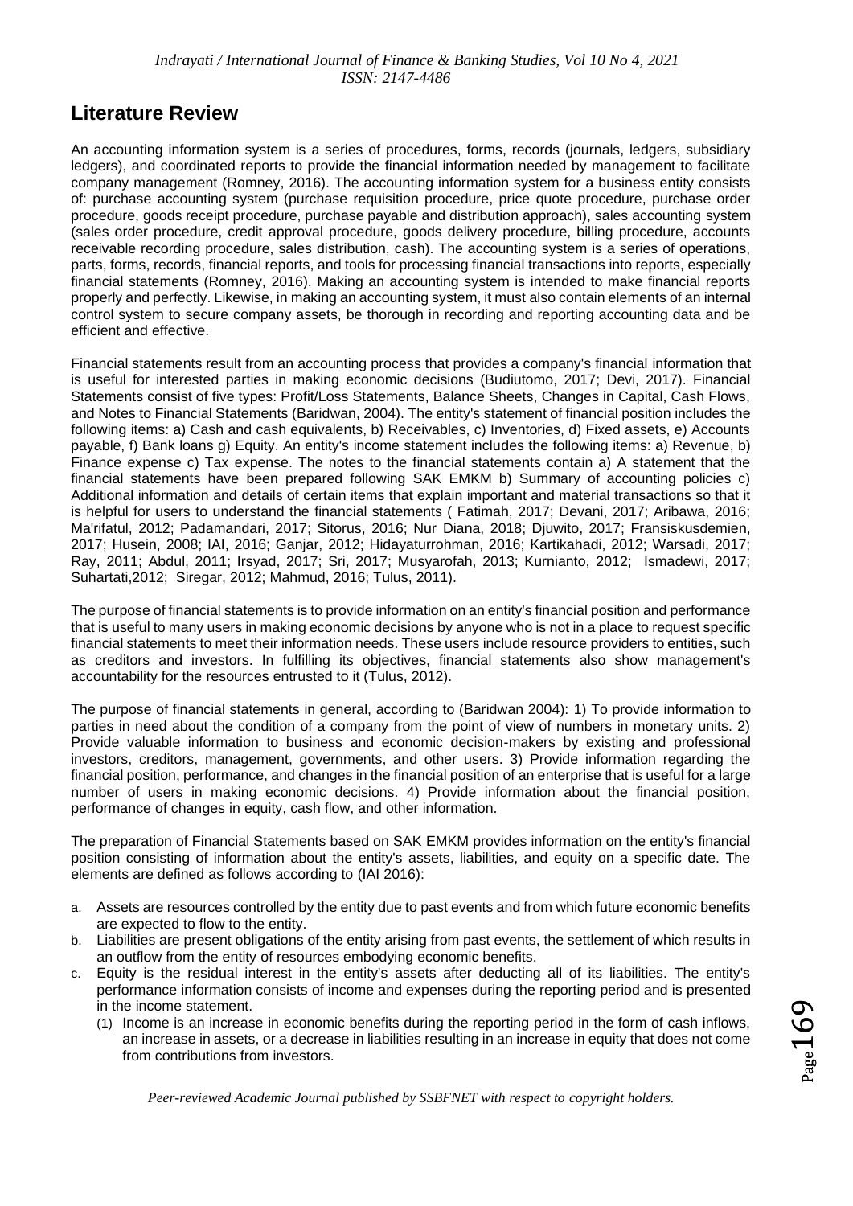## Literature Review

An accounting information system is a series of procedures, forms, records (journals, ledgers, subsidiary ledgers), and coordinated reports to provide the financial information needed by management to facilitate company management (Romney, 2016). The accounting information system for a business entity consists of: purchase accounting system (purchase requisition procedure, price quote procedure, purchase order procedure, goods receipt procedure, purchase payable and distribution approach), sales accounting system (sales order procedure, credit approval procedure, goods delivery procedure, billing procedure, accounts receivable recording procedure, sales distribution, cash). The accounting system is a series of operations, parts, forms, records, financial reports, and tools for processing financial transactions into reports, especially financial statements (Romney, 2016). Making an accounting system is intended to make financial reports properly and perfectly. Likewise, in making an accounting system, it must also contain elements of an internal control system to secure company assets, be thorough in recording and reporting accounting data and be efficient and effective.

Financial statements result from an accounting process that provides a company's financial information that is useful for interested parties in making economic decisions (Budiutomo, 2017; Devi, 2017). Financial Statements consist of five types: Profit/Loss Statements, Balance Sheets, Changes in Capital, Cash Flows, and Notes to Financial Statements (Baridwan, 2004). The entity's statement of financial position includes the following items: a) Cash and cash equivalents, b) Receivables, c) Inventories, d) Fixed assets, e) Accounts payable, f) Bank loans g) Equity. An entity's income statement includes the following items: a) Revenue, b) Finance expense c) Tax expense. The notes to the financial statements contain a) A statement that the financial statements have been prepared following SAK EMKM b) Summary of accounting policies c) Additional information and details of certain items that explain important and material transactions so that it is helpful for users to understand the financial statements ( Fatimah, 2017; Devani, 2017; Aribawa, 2016; Ma'rifatul, 2012; Padamandari, 2017; Sitorus, 2016; Nur Diana, 2018; Djuwito, 2017; Fransiskusdemien, 2017; Husein, 2008; IAI, 2016; Ganjar, 2012; Hidayaturrohman, 2016; Kartikahadi, 2012; Warsadi, 2017; Ray, 2011; Abdul, 2011; Irsyad, 2017; Sri, 2017; Musyarofah, 2013; Kurnianto, 2012; Ismadewi, 2017; Suhartati,2012; Siregar, 2012; Mahmud, 2016; Tulus, 2011).

The purpose of financial statements is to provide information on an entity's financial position and performance that is useful to many users in making economic decisions by anyone who is not in a place to request specific financial statements to meet their information needs. These users include resource providers to entities, such as creditors and investors. In fulfilling its objectives, financial statements also show management's accountability for the resources entrusted to it (Tulus, 2012).

The purpose of financial statements in general, according to (Baridwan 2004): 1) To provide information to parties in need about the condition of a company from the point of view of numbers in monetary units. 2) Provide valuable information to business and economic decision-makers by existing and professional investors, creditors, management, governments, and other users. 3) Provide information regarding the financial position, performance, and changes in the financial position of an enterprise that is useful for a large number of users in making economic decisions. 4) Provide information about the financial position, performance of changes in equity, cash flow, and other information.

The preparation of Financial Statements based on SAK EMKM provides information on the entity's financial position consisting of information about the entity's assets, liabilities, and equity on a specific date. The elements are defined as follows according to (IAI 2016):

a. Assets are resources controlled by the entity due to past events and from which future economic benefits are expected to flow to the entity.
b. Liabilities are present obligations of the entity arising from past events, the settlement of which results in an outflow from the entity of resources embodying economic benefits.
c. Equity is the residual interest in the entity's assets after deducting all of its liabilities. The entity's performance information consists of income and expenses during the reporting period and is presented in the income statement.
   (1) Income is an increase in economic benefits during the reporting period in the form of cash inflows, an increase in assets, or a decrease in liabilities resulting in an increase in equity that does not come from contributions from investors.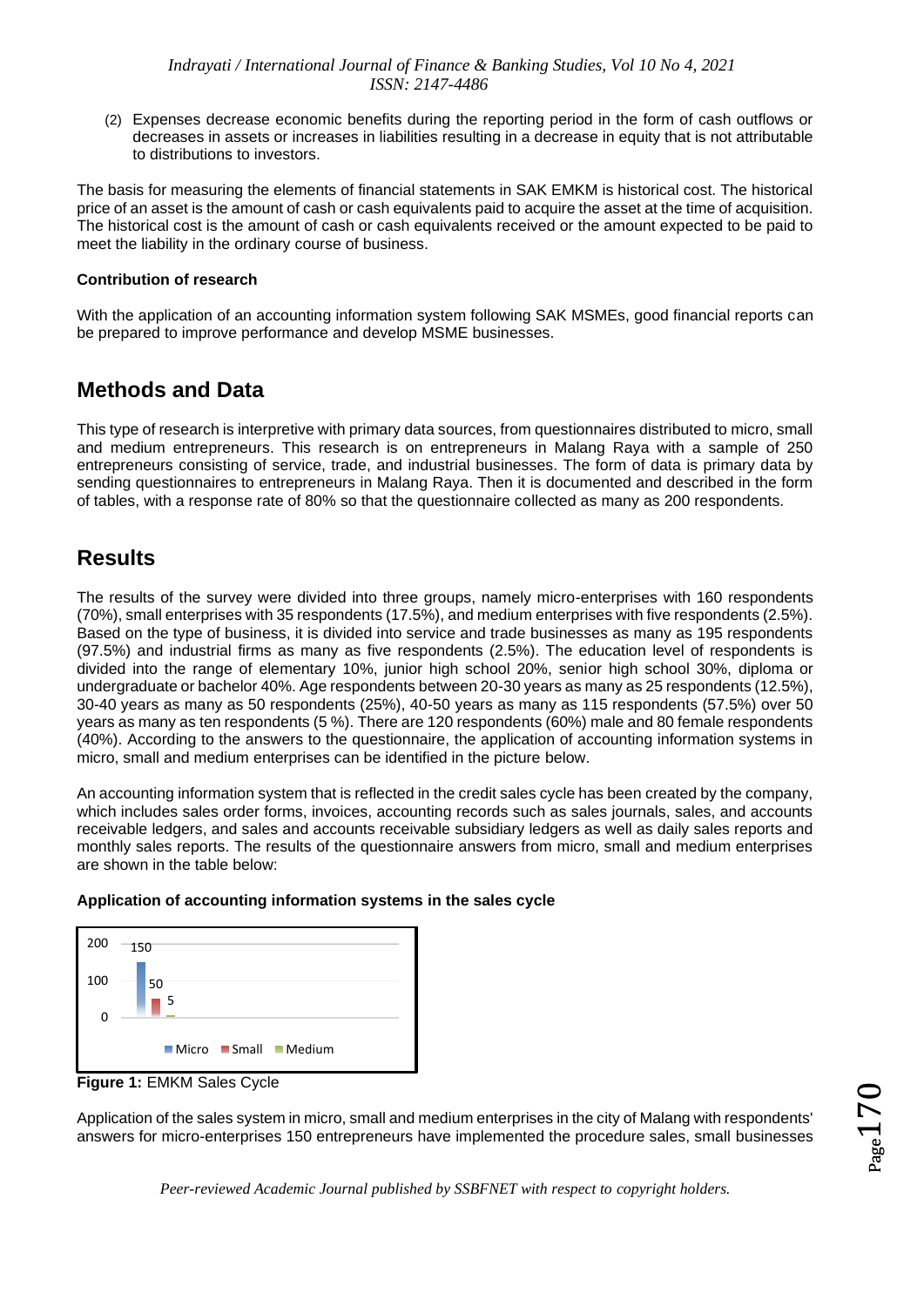(2) Expenses decrease economic benefits during the reporting period in the form of cash outflows or decreases in assets or increases in liabilities resulting in a decrease in equity that is not attributable to distributions to investors.

The basis for measuring the elements of financial statements in SAK EMKM is historical cost. The historical price of an asset is the amount of cash or cash equivalents paid to acquire the asset at the time of acquisition. The historical cost is the amount of cash or cash equivalents received or the amount expected to be paid to meet the liability in the ordinary course of business.

**Contribution of research**

With the application of an accounting information system following SAK MSMEs, good financial reports can be prepared to improve performance and develop MSME businesses.

## Methods and Data

This type of research is interpretive with primary data sources, from questionnaires distributed to micro, small and medium entrepreneurs. This research is on entrepreneurs in Malang Raya with a sample of 250 entrepreneurs consisting of service, trade, and industrial businesses. The form of data is primary data by sending questionnaires to entrepreneurs in Malang Raya. Then it is documented and described in the form of tables, with a response rate of 80% so that the questionnaire collected as many as 200 respondents.

## Results

The results of the survey were divided into three groups, namely micro-enterprises with 160 respondents (70%), small enterprises with 35 respondents (17.5%), and medium enterprises with five respondents (2.5%). Based on the type of business, it is divided into service and trade businesses as many as 195 respondents (97.5%) and industrial firms as many as five respondents (2.5%). The education level of respondents is divided into the range of elementary 10%, junior high school 20%, senior high school 30%, diploma or undergraduate or bachelor 40%. Age respondents between 20-30 years as many as 25 respondents (12.5%), 30-40 years as many as 50 respondents (25%), 40-50 years as many as 115 respondents (57.5%) over 50 years as many as ten respondents (5 %). There are 120 respondents (60%) male and 80 female respondents (40%). According to the answers to the questionnaire, the application of accounting information systems in micro, small and medium enterprises can be identified in the picture below.

An accounting information system that is reflected in the credit sales cycle has been created by the company, which includes sales order forms, invoices, accounting records such as sales journals, sales, and accounts receivable ledgers, and sales and accounts receivable subsidiary ledgers as well as daily sales reports and monthly sales reports. The results of the questionnaire answers from micro, small and medium enterprises are shown in the table below:

**Application of accounting information systems in the sales cycle**

| | Micro | Small | Medium |
|---|---|---|---|
| Sales Cycle | 150 | 50 | 5 |

**Figure 1:** EMKM Sales Cycle

Application of the sales system in micro, small and medium enterprises in the city of Malang with respondents' answers for micro-enterprises 150 entrepreneurs have implemented the procedure sales, small businesses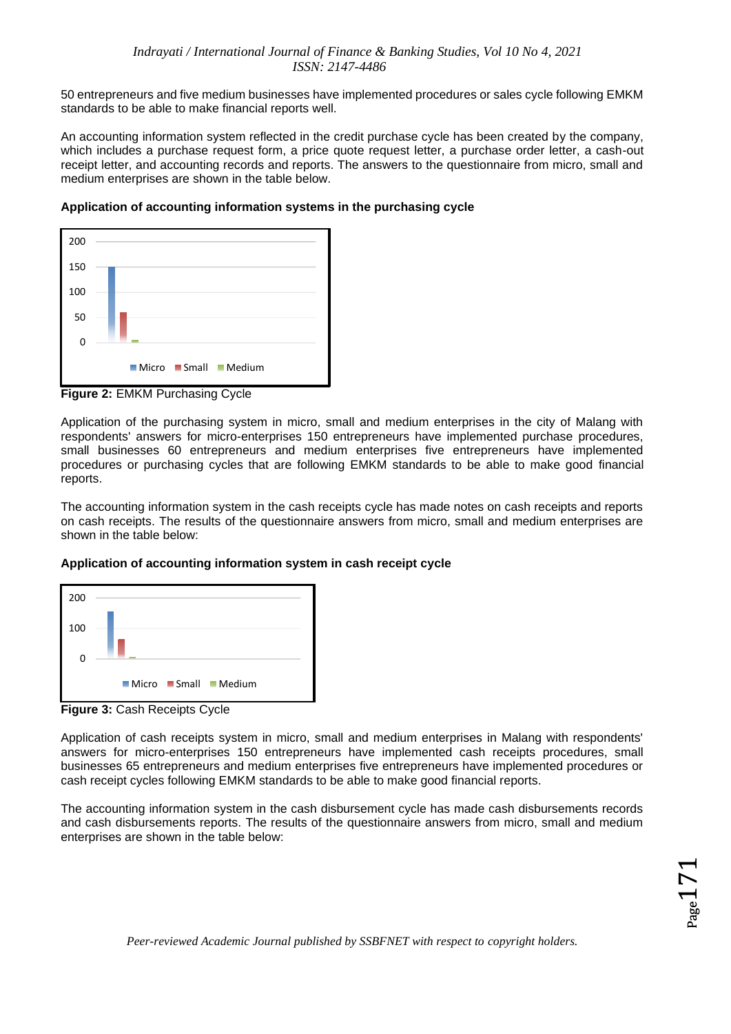50 entrepreneurs and five medium businesses have implemented procedures or sales cycle following EMKM standards to be able to make financial reports well.

An accounting information system reflected in the credit purchase cycle has been created by the company, which includes a purchase request form, a price quote request letter, a purchase order letter, a cash-out receipt letter, and accounting records and reports. The answers to the questionnaire from micro, small and medium enterprises are shown in the table below.

**Application of accounting information systems in the purchasing cycle**

**Figure 2:** EMKM Purchasing Cycle

Application of the purchasing system in micro, small and medium enterprises in the city of Malang with respondents' answers for micro-enterprises 150 entrepreneurs have implemented purchase procedures, small businesses 60 entrepreneurs and medium enterprises five entrepreneurs have implemented procedures or purchasing cycles that are following EMKM standards to be able to make good financial reports.

The accounting information system in the cash receipts cycle has made notes on cash receipts and reports on cash receipts. The results of the questionnaire answers from micro, small and medium enterprises are shown in the table below:

**Application of accounting information system in cash receipt cycle**

**Figure 3:** Cash Receipts Cycle

Application of cash receipts system in micro, small and medium enterprises in Malang with respondents' answers for micro-enterprises 150 entrepreneurs have implemented cash receipts procedures, small businesses 65 entrepreneurs and medium enterprises five entrepreneurs have implemented procedures or cash receipt cycles following EMKM standards to be able to make good financial reports.

The accounting information system in the cash disbursement cycle has made cash disbursements records and cash disbursements reports. The results of the questionnaire answers from micro, small and medium enterprises are shown in the table below: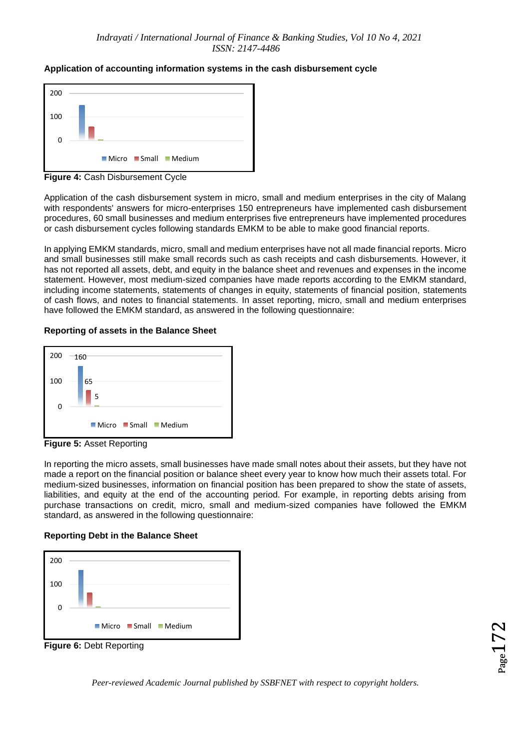**Application of accounting information systems in the cash disbursement cycle**

**Figure 4:** Cash Disbursement Cycle

Application of the cash disbursement system in micro, small and medium enterprises in the city of Malang with respondents' answers for micro-enterprises 150 entrepreneurs have implemented cash disbursement procedures, 60 small businesses and medium enterprises five entrepreneurs have implemented procedures or cash disbursement cycles following standards EMKM to be able to make good financial reports.

In applying EMKM standards, micro, small and medium enterprises have not all made financial reports. Micro and small businesses still make small records such as cash receipts and cash disbursements. However, it has not reported all assets, debt, and equity in the balance sheet and revenues and expenses in the income statement. However, most medium-sized companies have made reports according to the EMKM standard, including income statements, statements of changes in equity, statements of financial position, statements of cash flows, and notes to financial statements. In asset reporting, micro, small and medium enterprises have followed the EMKM standard, as answered in the following questionnaire:

**Reporting of assets in the Balance Sheet**

**Figure 5:** Asset Reporting

In reporting the micro assets, small businesses have made small notes about their assets, but they have not made a report on the financial position or balance sheet every year to know how much their assets total. For medium-sized businesses, information on financial position has been prepared to show the state of assets, liabilities, and equity at the end of the accounting period. For example, in reporting debts arising from purchase transactions on credit, micro, small and medium-sized companies have followed the EMKM standard, as answered in the following questionnaire:

**Reporting Debt in the Balance Sheet**

**Figure 6:** Debt Reporting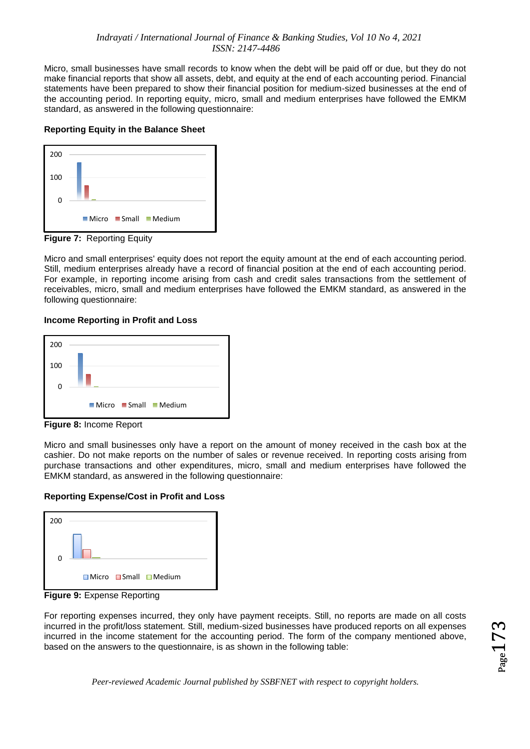Micro, small businesses have small records to know when the debt will be paid off or due, but they do not make financial reports that show all assets, debt, and equity at the end of each accounting period. Financial statements have been prepared to show their financial position for medium-sized businesses at the end of the accounting period. In reporting equity, micro, small and medium enterprises have followed the EMKM standard, as answered in the following questionnaire:

**Reporting Equity in the Balance Sheet**

**Figure 7:** Reporting Equity

Micro and small enterprises' equity does not report the equity amount at the end of each accounting period. Still, medium enterprises already have a record of financial position at the end of each accounting period. For example, in reporting income arising from cash and credit sales transactions from the settlement of receivables, micro, small and medium enterprises have followed the EMKM standard, as answered in the following questionnaire:

**Income Reporting in Profit and Loss**

**Figure 8:** Income Report

Micro and small businesses only have a report on the amount of money received in the cash box at the cashier. Do not make reports on the number of sales or revenue received. In reporting costs arising from purchase transactions and other expenditures, micro, small and medium enterprises have followed the EMKM standard, as answered in the following questionnaire:

**Reporting Expense/Cost in Profit and Loss**

**Figure 9:** Expense Reporting

For reporting expenses incurred, they only have payment receipts. Still, no reports are made on all costs incurred in the profit/loss statement. Still, medium-sized businesses have produced reports on all expenses incurred in the income statement for the accounting period. The form of the company mentioned above, based on the answers to the questionnaire, is as shown in the following table: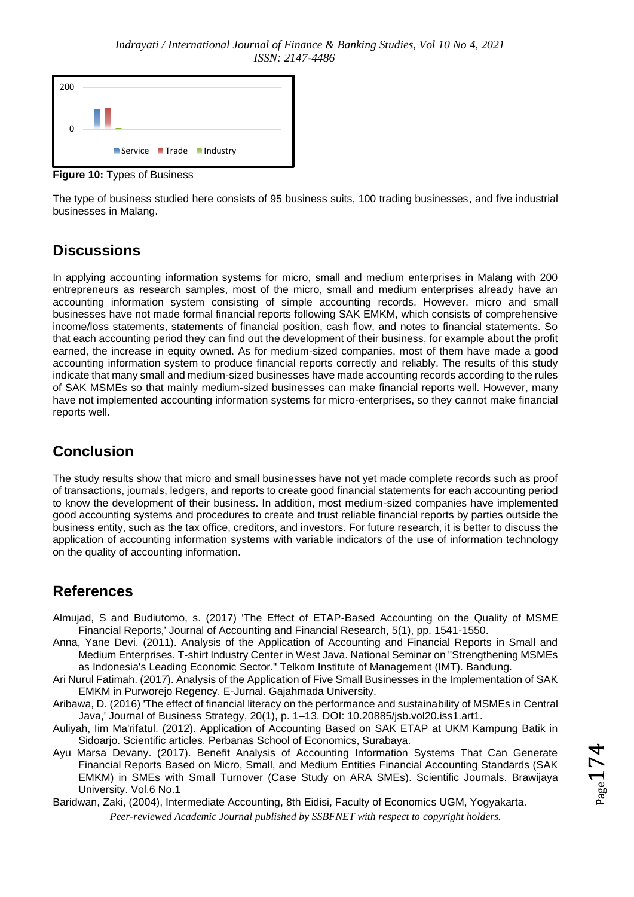**Figure 10:** Types of Business

The type of business studied here consists of 95 business suits, 100 trading businesses, and five industrial businesses in Malang.

## Discussions

In applying accounting information systems for micro, small and medium enterprises in Malang with 200 entrepreneurs as research samples, most of the micro, small and medium enterprises already have an accounting information system consisting of simple accounting records. However, micro and small businesses have not made formal financial reports following SAK EMKM, which consists of comprehensive income/loss statements, statements of financial position, cash flow, and notes to financial statements. So that each accounting period they can find out the development of their business, for example about the profit earned, the increase in equity owned. As for medium-sized companies, most of them have made a good accounting information system to produce financial reports correctly and reliably. The results of this study indicate that many small and medium-sized businesses have made accounting records according to the rules of SAK MSMEs so that mainly medium-sized businesses can make financial reports well. However, many have not implemented accounting information systems for micro-enterprises, so they cannot make financial reports well.

## Conclusion

The study results show that micro and small businesses have not yet made complete records such as proof of transactions, journals, ledgers, and reports to create good financial statements for each accounting period to know the development of their business. In addition, most medium-sized companies have implemented good accounting systems and procedures to create and trust reliable financial reports by parties outside the business entity, such as the tax office, creditors, and investors. For future research, it is better to discuss the application of accounting information systems with variable indicators of the use of information technology on the quality of accounting information.

## References

Almujad, S and Budiutomo, s. (2017) 'The Effect of ETAP-Based Accounting on the Quality of MSME Financial Reports,' Journal of Accounting and Financial Research, 5(1), pp. 1541-1550.

Anna, Yane Devi. (2011). Analysis of the Application of Accounting and Financial Reports in Small and Medium Enterprises. T-shirt Industry Center in West Java. National Seminar on "Strengthening MSMEs as Indonesia's Leading Economic Sector." Telkom Institute of Management (IMT). Bandung.

Ari Nurul Fatimah. (2017). Analysis of the Application of Five Small Businesses in the Implementation of SAK EMKM in Purworejo Regency. E-Jurnal. Gajahmada University.

Aribawa, D. (2016) 'The effect of financial literacy on the performance and sustainability of MSMEs in Central Java,' Journal of Business Strategy, 20(1), p. 1–13. DOI: 10.20885/jsb.vol20.iss1.art1.

Auliyah, Iim Ma'rifatul. (2012). Application of Accounting Based on SAK ETAP at UKM Kampung Batik in Sidoarjo. Scientific articles. Perbanas School of Economics, Surabaya.

Ayu Marsa Devany. (2017). Benefit Analysis of Accounting Information Systems That Can Generate Financial Reports Based on Micro, Small, and Medium Entities Financial Accounting Standards (SAK EMKM) in SMEs with Small Turnover (Case Study on ARA SMEs). Scientific Journals. Brawijaya University. Vol.6 No.1

Baridwan, Zaki, (2004), Intermediate Accounting, 8th Eidisi, Faculty of Economics UGM, Yogyakarta.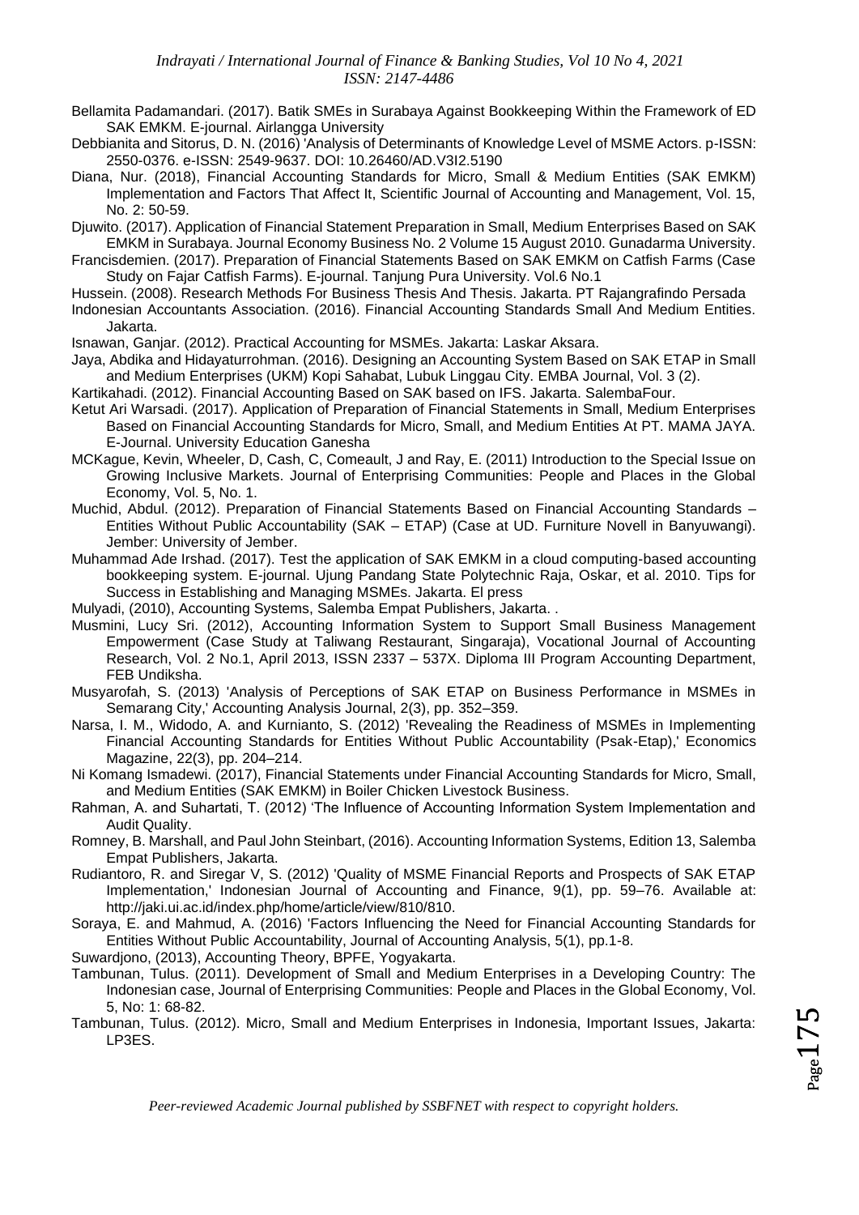Bellamita Padamandari. (2017). Batik SMEs in Surabaya Against Bookkeeping Within the Framework of ED SAK EMKM. E-journal. Airlangga University

Debbianita and Sitorus, D. N. (2016) 'Analysis of Determinants of Knowledge Level of MSME Actors. p-ISSN: 2550-0376. e-ISSN: 2549-9637. DOI: 10.26460/AD.V3I2.5190

Diana, Nur. (2018), Financial Accounting Standards for Micro, Small & Medium Entities (SAK EMKM) Implementation and Factors That Affect It, Scientific Journal of Accounting and Management, Vol. 15, No. 2: 50-59.

Djuwito. (2017). Application of Financial Statement Preparation in Small, Medium Enterprises Based on SAK EMKM in Surabaya. Journal Economy Business No. 2 Volume 15 August 2010. Gunadarma University.

Francisdemien. (2017). Preparation of Financial Statements Based on SAK EMKM on Catfish Farms (Case Study on Fajar Catfish Farms). E-journal. Tanjung Pura University. Vol.6 No.1

Hussein. (2008). Research Methods For Business Thesis And Thesis. Jakarta. PT Rajangrafindo Persada

Indonesian Accountants Association. (2016). Financial Accounting Standards Small And Medium Entities. Jakarta.

Isnawan, Ganjar. (2012). Practical Accounting for MSMEs. Jakarta: Laskar Aksara.

Jaya, Abdika and Hidayaturrohman. (2016). Designing an Accounting System Based on SAK ETAP in Small and Medium Enterprises (UKM) Kopi Sahabat, Lubuk Linggau City. EMBA Journal, Vol. 3 (2).

Kartikahadi. (2012). Financial Accounting Based on SAK based on IFS. Jakarta. SalembaFour.

Ketut Ari Warsadi. (2017). Application of Preparation of Financial Statements in Small, Medium Enterprises Based on Financial Accounting Standards for Micro, Small, and Medium Entities At PT. MAMA JAYA. E-Journal. University Education Ganesha

MCKague, Kevin, Wheeler, D, Cash, C, Comeault, J and Ray, E. (2011) Introduction to the Special Issue on Growing Inclusive Markets. Journal of Enterprising Communities: People and Places in the Global Economy, Vol. 5, No. 1.

Muchid, Abdul. (2012). Preparation of Financial Statements Based on Financial Accounting Standards – Entities Without Public Accountability (SAK – ETAP) (Case at UD. Furniture Novell in Banyuwangi). Jember: University of Jember.

Muhammad Ade Irshad. (2017). Test the application of SAK EMKM in a cloud computing-based accounting bookkeeping system. E-journal. Ujung Pandang State Polytechnic Raja, Oskar, et al. 2010. Tips for Success in Establishing and Managing MSMEs. Jakarta. El press

Mulyadi, (2010), Accounting Systems, Salemba Empat Publishers, Jakarta. .

Musmini, Lucy Sri. (2012), Accounting Information System to Support Small Business Management Empowerment (Case Study at Taliwang Restaurant, Singaraja), Vocational Journal of Accounting Research, Vol. 2 No.1, April 2013, ISSN 2337 – 537X. Diploma III Program Accounting Department, FEB Undiksha.

Musyarofah, S. (2013) 'Analysis of Perceptions of SAK ETAP on Business Performance in MSMEs in Semarang City,' Accounting Analysis Journal, 2(3), pp. 352–359.

Narsa, I. M., Widodo, A. and Kurnianto, S. (2012) 'Revealing the Readiness of MSMEs in Implementing Financial Accounting Standards for Entities Without Public Accountability (Psak-Etap),' Economics Magazine, 22(3), pp. 204–214.

Ni Komang Ismadewi. (2017), Financial Statements under Financial Accounting Standards for Micro, Small, and Medium Entities (SAK EMKM) in Boiler Chicken Livestock Business.

Rahman, A. and Suhartati, T. (2012) 'The Influence of Accounting Information System Implementation and Audit Quality.

Romney, B. Marshall, and Paul John Steinbart, (2016). Accounting Information Systems, Edition 13, Salemba Empat Publishers, Jakarta.

Rudiantoro, R. and Siregar V, S. (2012) 'Quality of MSME Financial Reports and Prospects of SAK ETAP Implementation,' Indonesian Journal of Accounting and Finance, 9(1), pp. 59–76. Available at: http://jaki.ui.ac.id/index.php/home/article/view/810/810.

Soraya, E. and Mahmud, A. (2016) 'Factors Influencing the Need for Financial Accounting Standards for Entities Without Public Accountability, Journal of Accounting Analysis, 5(1), pp.1-8.

Suwardjono, (2013), Accounting Theory, BPFE, Yogyakarta.

Tambunan, Tulus. (2011). Development of Small and Medium Enterprises in a Developing Country: The Indonesian case, Journal of Enterprising Communities: People and Places in the Global Economy, Vol. 5, No: 1: 68-82.

Tambunan, Tulus. (2012). Micro, Small and Medium Enterprises in Indonesia, Important Issues, Jakarta: LP3ES.